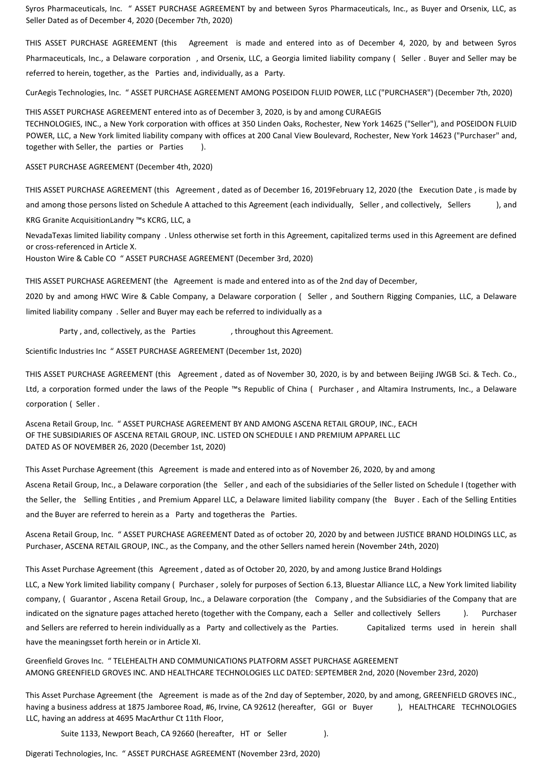Syros Pharmaceuticals, Inc. " ASSET PURCHASE AGREEMENT by and between Syros Pharmaceuticals, Inc., as Buyer and Orsenix, LLC, as Seller Dated as of December 4, 2020 (December 7th, 2020)

THIS ASSET PURCHASE AGREEMENT (this Agreement is made and entered into as of December 4, 2020, by and between Syros Pharmaceuticals, Inc., a Delaware corporation , and Orsenix, LLC, a Georgia limited liability company ( Seller . Buyer and Seller may be referred to herein, together, as the Parties and, individually, as a Party.

CurAegis Technologies, Inc. " ASSET PURCHASE AGREEMENT AMONG POSEIDON FLUID POWER, LLC ("PURCHASER") (December 7th, 2020)

THIS ASSET PURCHASE AGREEMENT entered into as of December 3, 2020, is by and among CURAEGIS TECHNOLOGIES, INC., a New York corporation with offices at 350 Linden Oaks, Rochester, New York 14625 ("Seller"), and POSEIDON FLUID POWER, LLC, a New York limited liability company with offices at 200 Canal View Boulevard, Rochester, New York 14623 ("Purchaser" and, together with Seller, the parties or Parties ).

ASSET PURCHASE AGREEMENT (December 4th, 2020)

THIS ASSET PURCHASE AGREEMENT (this Agreement , dated as of December 16, 2019February 12, 2020 (the Execution Date , is made by and among those persons listed on Schedule A attached to this Agreement (each individually, Seller , and collectively, Sellers ), and KRG Granite AcquisitionLandry ™s KCRG, LLC, a NevadaTexas limited liability company . Unless otherwise set forth in this Agreement, capitalized terms used in this Agreement are defined or cross-referenced in Article X.

Houston Wire & Cable CO " ASSET PURCHASE AGREEMENT (December 3rd, 2020)

THIS ASSET PURCHASE AGREEMENT (the Agreement is made and entered into as of the 2nd day of December, 2020 by and among HWC Wire & Cable Company, a Delaware corporation ( Seller , and Southern Rigging Companies, LLC, a Delaware limited liability company . Seller and Buyer may each be referred to individually as a Party , and, collectively, as the Parties , throughout this Agreement.

Scientific Industries Inc " ASSET PURCHASE AGREEMENT (December 1st, 2020)

THIS ASSET PURCHASE AGREEMENT (this Agreement , dated as of November 30, 2020, is by and between Beijing JWGB Sci. & Tech. Co., Ltd, a corporation formed under the laws of the People ™s Republic of China ( Purchaser , and Altamira Instruments, Inc., a Delaware corporation ( Seller .

Ascena Retail Group, Inc. " ASSET PURCHASE AGREEMENT BY AND AMONG ASCENA RETAIL GROUP, INC., EACH OF THE SUBSIDIARIES OF ASCENA RETAIL GROUP, INC. LISTED ON SCHEDULE I AND PREMIUM APPAREL LLC DATED AS OF NOVEMBER 26, 2020 (December 1st, 2020)

This Asset Purchase Agreement (this Agreement is made and entered into as of November 26, 2020, by and among Ascena Retail Group, Inc., a Delaware corporation (the Seller , and each of the subsidiaries of the Seller listed on Schedule I (together with the Seller, the Selling Entities , and Premium Apparel LLC, a Delaware limited liability company (the Buyer . Each of the Selling Entities and the Buyer are referred to herein as a Party and togetheras the Parties.

Ascena Retail Group, Inc. " ASSET PURCHASE AGREEMENT Dated as of october 20, 2020 by and between JUSTICE BRAND HOLDINGS LLC, as Purchaser, ASCENA RETAIL GROUP, INC., as the Company, and the other Sellers named herein (November 24th, 2020)

This Asset Purchase Agreement (this Agreement , dated as of October 20, 2020, by and among Justice Brand Holdings LLC, a New York limited liability company ( Purchaser , solely for purposes of Section 6.13, Bluestar Alliance LLC, a New York limited liability company, ( Guarantor , Ascena Retail Group, Inc., a Delaware corporation (the Company , and the Subsidiaries of the Company that are indicated on the signature pages attached hereto (together with the Company, each a Seller and collectively Sellers ). Purchaser and Sellers are referred to herein individually as a Party and collectively as the Parties. Capitalized terms used in herein shall have the meaningsset forth herein or in Article XI.

Greenfield Groves Inc. " TELEHEALTH AND COMMUNICATIONS PLATFORM ASSET PURCHASE AGREEMENT AMONG GREENFIELD GROVES INC. AND HEALTHCARE TECHNOLOGIES LLC DATED: SEPTEMBER 2nd, 2020 (November 23rd, 2020)

This Asset Purchase Agreement (the Agreement is made as of the 2nd day of September, 2020, by and among, GREENFIELD GROVES INC., having a business address at 1875 Jamboree Road, #6, Irvine, CA 92612 (hereafter, GGI or Buyer ), HEALTHCARE TECHNOLOGIES LLC, having an address at 4695 MacArthur Ct 11th Floor, Suite 1133, Newport Beach, CA 92660 (hereafter, HT or Seller ).

Digerati Technologies, Inc. " ASSET PURCHASE AGREEMENT (November 23rd, 2020)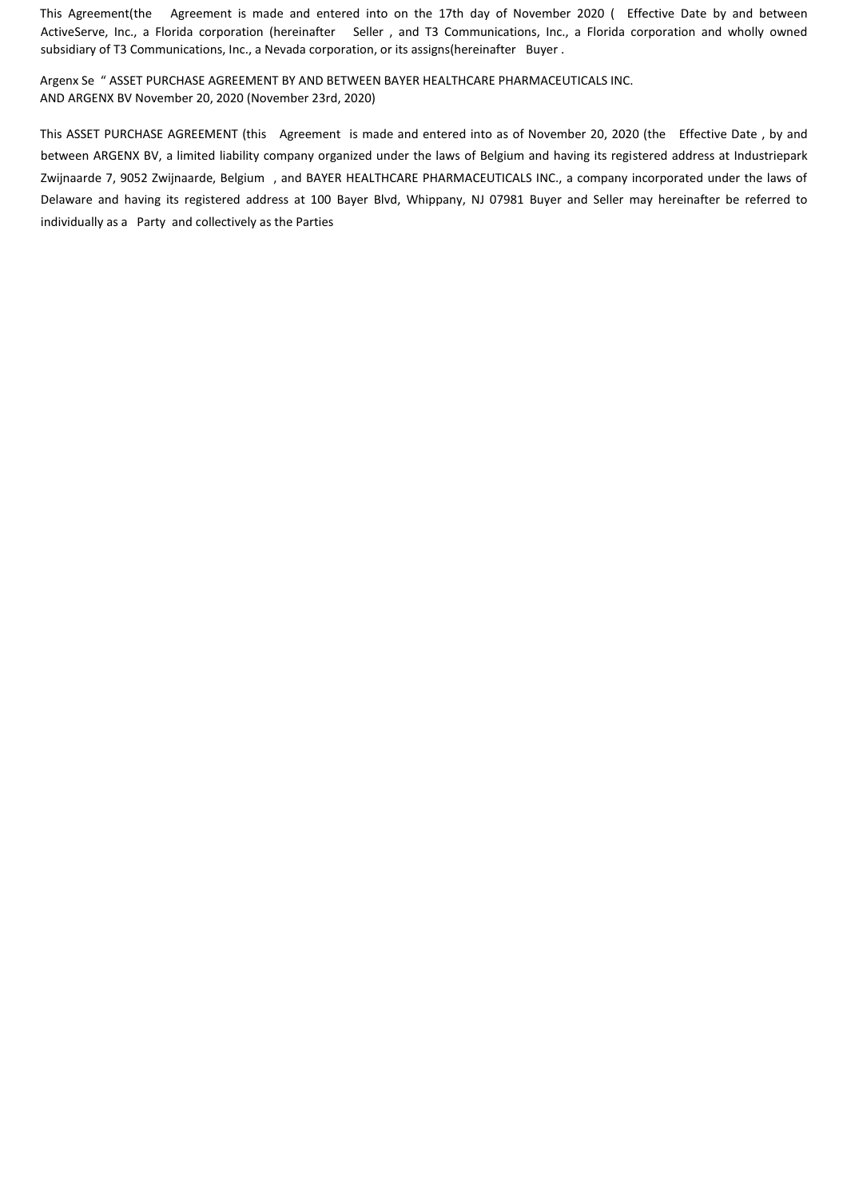This Agreement(the Agreement is made and entered into on the 17th day of November 2020 ( Effective Date by and between ActiveServe, Inc., a Florida corporation (hereinafter Seller , and T3 Communications, Inc., a Florida corporation and wholly owned subsidiary of T3 Communications, Inc., a Nevada corporation, or its assigns(hereinafter Buyer .

Argenx Se " ASSET PURCHASE AGREEMENT BY AND BETWEEN BAYER HEALTHCARE PHARMACEUTICALS INC.
AND ARGENX BV November 20, 2020 (November 23rd, 2020)

This ASSET PURCHASE AGREEMENT (this Agreement is made and entered into as of November 20, 2020 (the Effective Date , by and between ARGENX BV, a limited liability company organized under the laws of Belgium and having its registered address at Industriepark Zwijnaarde 7, 9052 Zwijnaarde, Belgium , and BAYER HEALTHCARE PHARMACEUTICALS INC., a company incorporated under the laws of Delaware and having its registered address at 100 Bayer Blvd, Whippany, NJ 07981 Buyer and Seller may hereinafter be referred to individually as a Party and collectively as the Parties